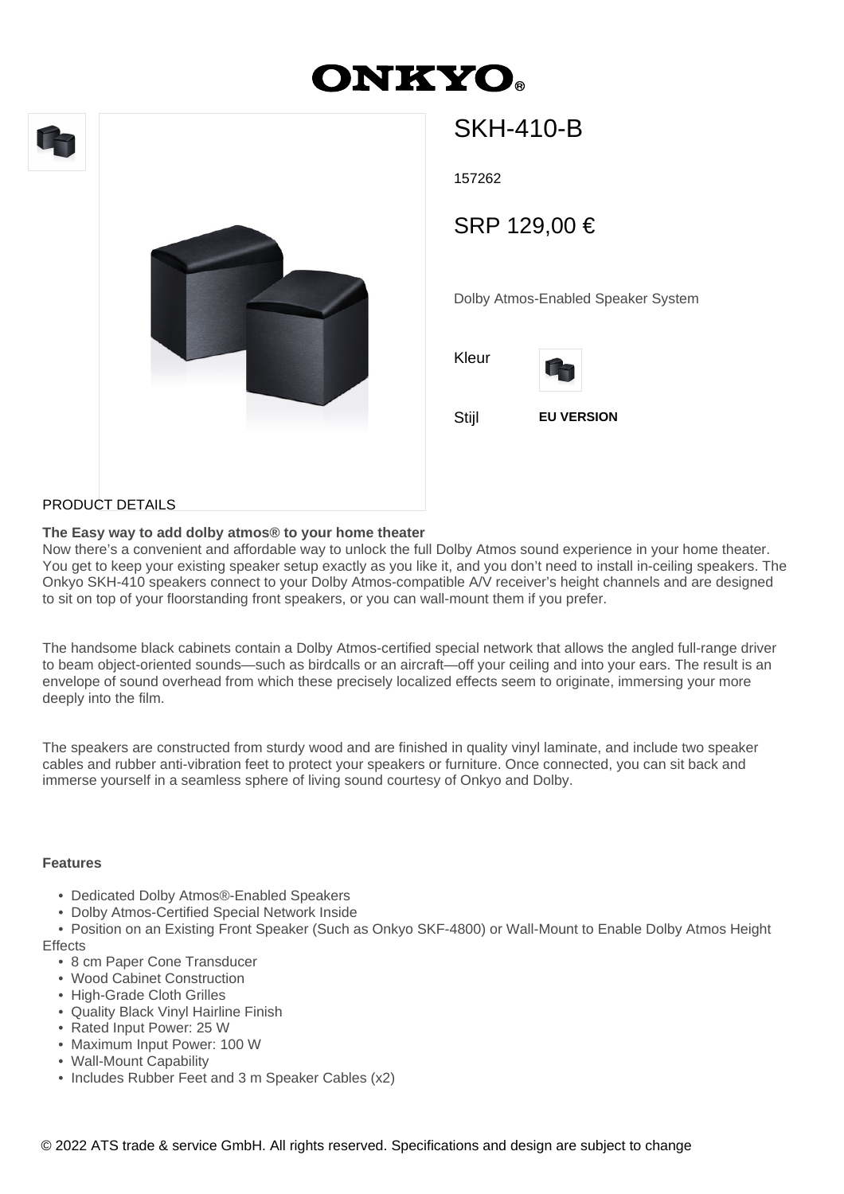# ONKYO®

## SKH-410-B

157262

SRP 129,00 €

Dolby Atmos-Enabled Speaker System

Kleur

Stijl **EU VERSION**

PRODUCT DETAILS

**The Easy way to add dolby atmos® to your home theater**
Now there's a convenient and affordable way to unlock the full Dolby Atmos sound experience in your home theater. You get to keep your existing speaker setup exactly as you like it, and you don't need to install in-ceiling speakers. The Onkyo SKH-410 speakers connect to your Dolby Atmos-compatible A/V receiver's height channels and are designed to sit on top of your floorstanding front speakers, or you can wall-mount them if you prefer.

The handsome black cabinets contain a Dolby Atmos-certified special network that allows the angled full-range driver to beam object-oriented sounds—such as birdcalls or an aircraft—off your ceiling and into your ears. The result is an envelope of sound overhead from which these precisely localized effects seem to originate, immersing your more deeply into the film.

The speakers are constructed from sturdy wood and are finished in quality vinyl laminate, and include two speaker cables and rubber anti-vibration feet to protect your speakers or furniture. Once connected, you can sit back and immerse yourself in a seamless sphere of living sound courtesy of Onkyo and Dolby.

**Features**

- Dedicated Dolby Atmos®-Enabled Speakers
- Dolby Atmos-Certified Special Network Inside
- Position on an Existing Front Speaker (Such as Onkyo SKF-4800) or Wall-Mount to Enable Dolby Atmos Height Effects
- 8 cm Paper Cone Transducer
- Wood Cabinet Construction
- High-Grade Cloth Grilles
- Quality Black Vinyl Hairline Finish
- Rated Input Power: 25 W
- Maximum Input Power: 100 W
- Wall-Mount Capability
- Includes Rubber Feet and 3 m Speaker Cables (x2)

© 2022 ATS trade & service GmbH. All rights reserved. Specifications and design are subject to change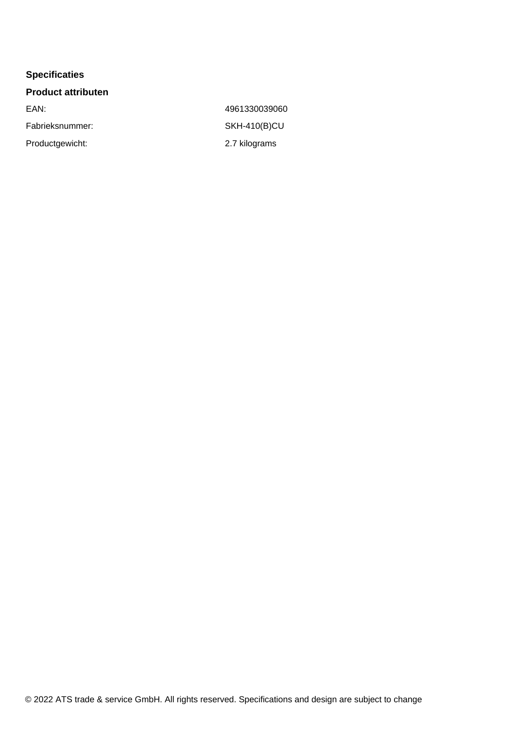## Specificaties

### Product attributen

| | |
|---|---|
| EAN: | 4961330039060 |
| Fabrieksnummer: | SKH-410(B)CU |
| Productgewicht: | 2.7 kilograms |

© 2022 ATS trade & service GmbH. All rights reserved. Specifications and design are subject to change